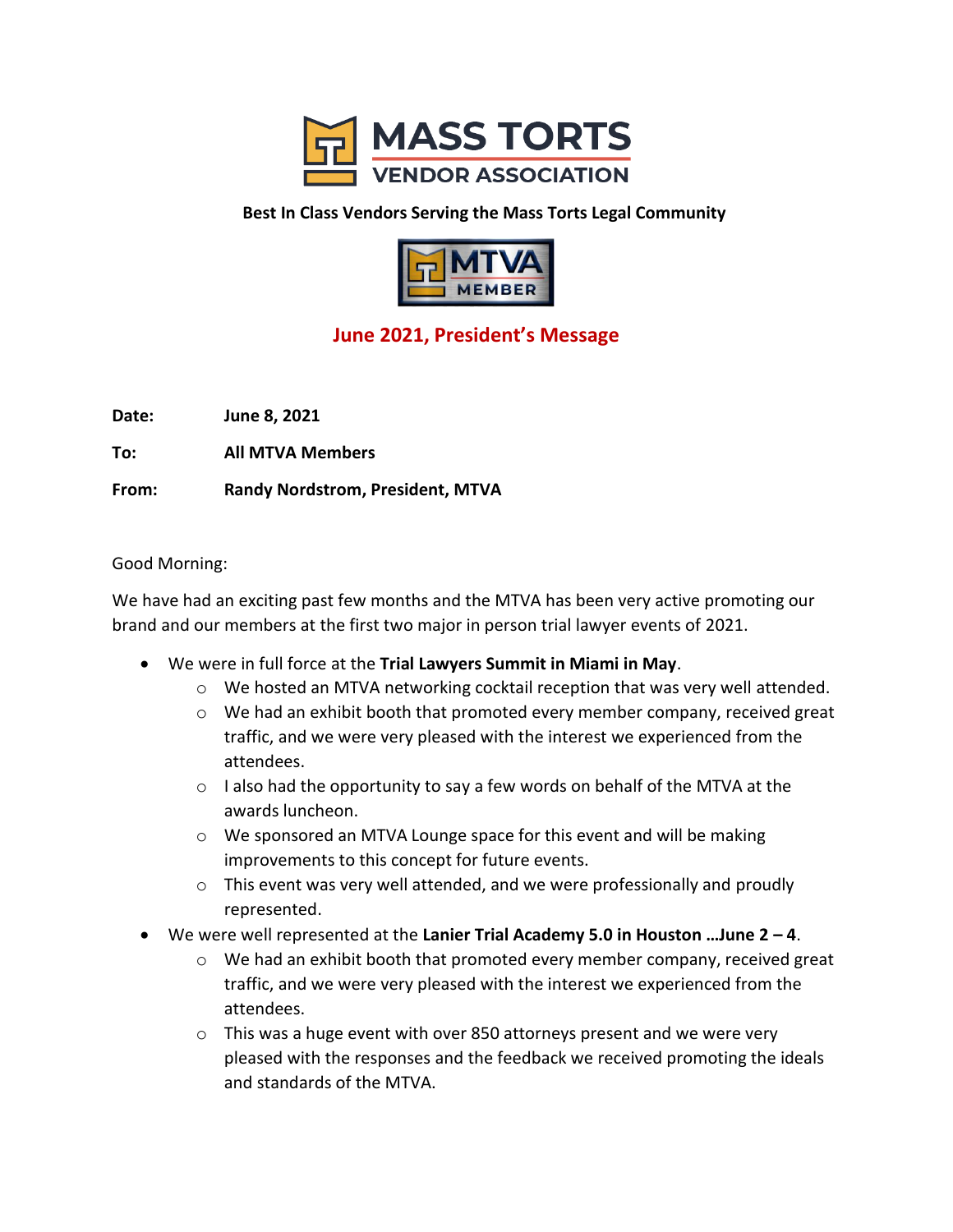# MASS TORTS VENDOR ASSOCIATION

**Best In Class Vendors Serving the Mass Torts Legal Community**

MTVA MEMBER

## June 2021, President's Message

**Date:** **June 8, 2021**

**To:** **All MTVA Members**

**From:** **Randy Nordstrom, President, MTVA**

Good Morning:

We have had an exciting past few months and the MTVA has been very active promoting our brand and our members at the first two major in person trial lawyer events of 2021.

- We were in full force at the **Trial Lawyers Summit in Miami in May**.
  - We hosted an MTVA networking cocktail reception that was very well attended.
  - We had an exhibit booth that promoted every member company, received great traffic, and we were very pleased with the interest we experienced from the attendees.
  - I also had the opportunity to say a few words on behalf of the MTVA at the awards luncheon.
  - We sponsored an MTVA Lounge space for this event and will be making improvements to this concept for future events.
  - This event was very well attended, and we were professionally and proudly represented.
- We were well represented at the **Lanier Trial Academy 5.0 in Houston …June 2 – 4**.
  - We had an exhibit booth that promoted every member company, received great traffic, and we were very pleased with the interest we experienced from the attendees.
  - This was a huge event with over 850 attorneys present and we were very pleased with the responses and the feedback we received promoting the ideals and standards of the MTVA.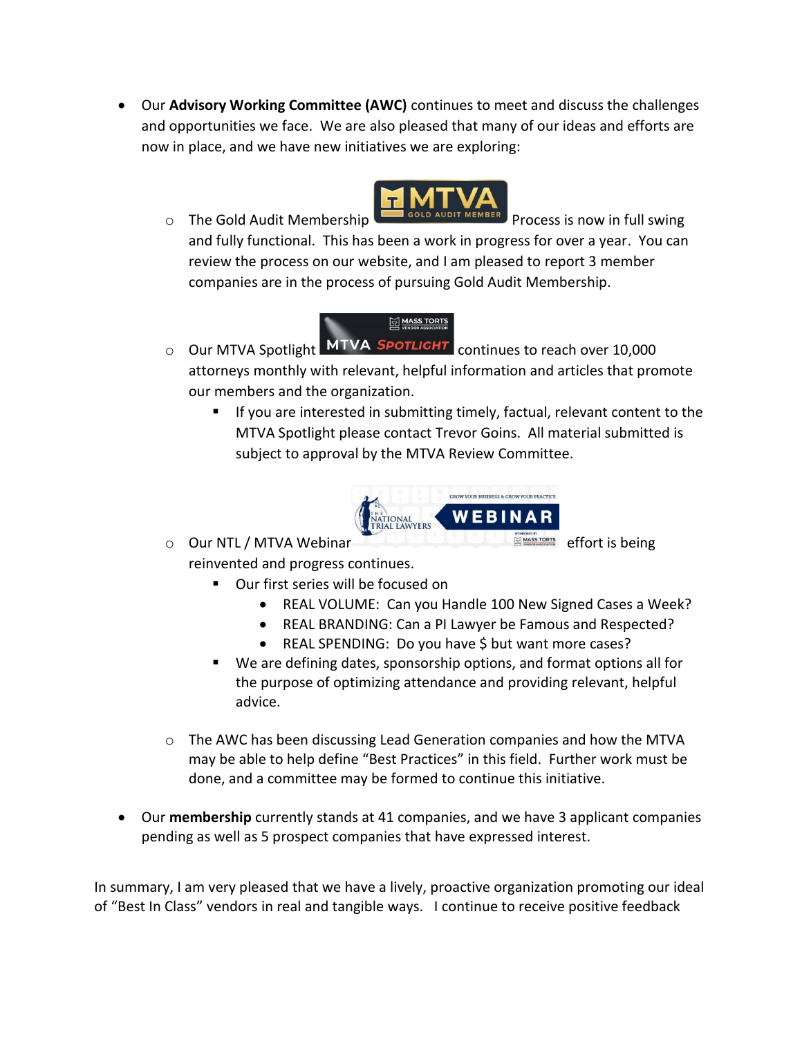- Our **Advisory Working Committee (AWC)** continues to meet and discuss the challenges and opportunities we face. We are also pleased that many of our ideas and efforts are now in place, and we have new initiatives we are exploring:
  - The Gold Audit Membership Process is now in full swing and fully functional. This has been a work in progress for over a year. You can review the process on our website, and I am pleased to report 3 member companies are in the process of pursuing Gold Audit Membership.
  - Our MTVA Spotlight continues to reach over 10,000 attorneys monthly with relevant, helpful information and articles that promote our members and the organization.
    - If you are interested in submitting timely, factual, relevant content to the MTVA Spotlight please contact Trevor Goins. All material submitted is subject to approval by the MTVA Review Committee.
  - Our NTL / MTVA Webinar effort is being reinvented and progress continues.
    - Our first series will be focused on
      - REAL VOLUME: Can you Handle 100 New Signed Cases a Week?
      - REAL BRANDING: Can a PI Lawyer be Famous and Respected?
      - REAL SPENDING: Do you have $ but want more cases?
    - We are defining dates, sponsorship options, and format options all for the purpose of optimizing attendance and providing relevant, helpful advice.
  - The AWC has been discussing Lead Generation companies and how the MTVA may be able to help define "Best Practices" in this field. Further work must be done, and a committee may be formed to continue this initiative.
- Our **membership** currently stands at 41 companies, and we have 3 applicant companies pending as well as 5 prospect companies that have expressed interest.

In summary, I am very pleased that we have a lively, proactive organization promoting our ideal of "Best In Class" vendors in real and tangible ways. I continue to receive positive feedback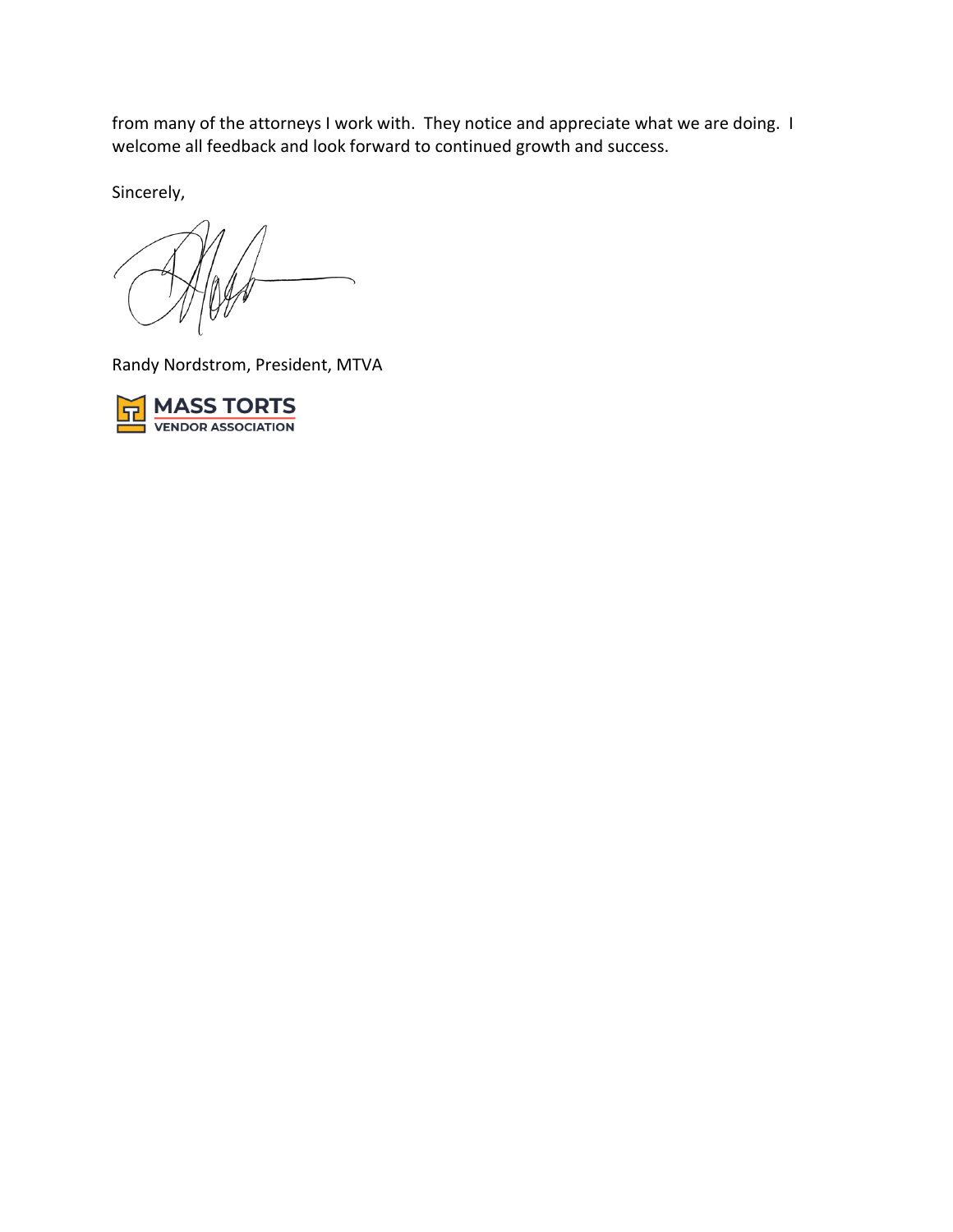from many of the attorneys I work with. They notice and appreciate what we are doing. I welcome all feedback and look forward to continued growth and success.

Sincerely,

Randy Nordstrom, President, MTVA

MASS TORTS
VENDOR ASSOCIATION